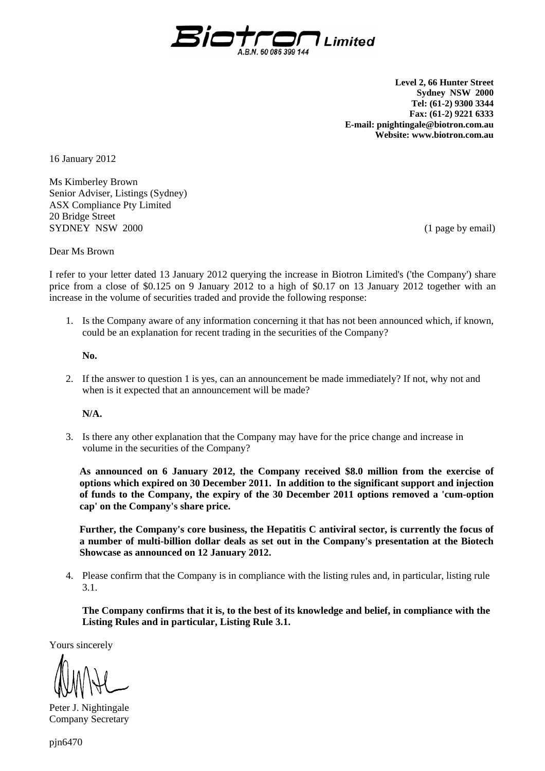**Biotron Limited**
A.B.N. 60 086 399 144

**Level 2, 66 Hunter Street**
**Sydney NSW 2000**
**Tel: (61-2) 9300 3344**
**Fax: (61-2) 9221 6333**
**E-mail: pnightingale@biotron.com.au**
**Website: www.biotron.com.au**

16 January 2012

Ms Kimberley Brown
Senior Adviser, Listings (Sydney)
ASX Compliance Pty Limited
20 Bridge Street
SYDNEY NSW 2000

(1 page by email)

Dear Ms Brown

I refer to your letter dated 13 January 2012 querying the increase in Biotron Limited's ('the Company') share price from a close of $0.125 on 9 January 2012 to a high of $0.17 on 13 January 2012 together with an increase in the volume of securities traded and provide the following response:

1. Is the Company aware of any information concerning it that has not been announced which, if known, could be an explanation for recent trading in the securities of the Company?

   **No.**

2. If the answer to question 1 is yes, can an announcement be made immediately? If not, why not and when is it expected that an announcement will be made?

   **N/A.**

3. Is there any other explanation that the Company may have for the price change and increase in volume in the securities of the Company?

   **As announced on 6 January 2012, the Company received $8.0 million from the exercise of options which expired on 30 December 2011. In addition to the significant support and injection of funds to the Company, the expiry of the 30 December 2011 options removed a 'cum-option cap' on the Company's share price.**

   **Further, the Company's core business, the Hepatitis C antiviral sector, is currently the focus of a number of multi-billion dollar deals as set out in the Company's presentation at the Biotech Showcase as announced on 12 January 2012.**

4. Please confirm that the Company is in compliance with the listing rules and, in particular, listing rule 3.1.

   **The Company confirms that it is, to the best of its knowledge and belief, in compliance with the Listing Rules and in particular, Listing Rule 3.1.**

Yours sincerely

Peter J. Nightingale
Company Secretary

pjn6470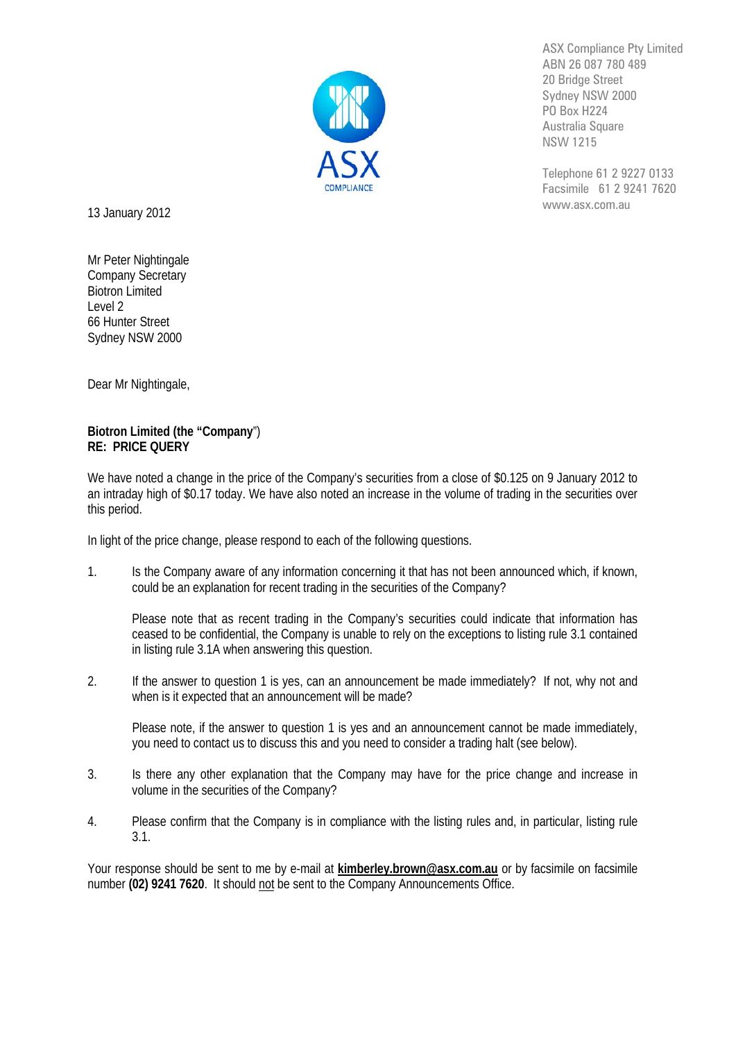ASX Compliance Pty Limited
ABN 26 087 780 489
20 Bridge Street
Sydney NSW 2000
PO Box H224
Australia Square
NSW 1215

Telephone 61 2 9227 0133
Facsimile 61 2 9241 7620
www.asx.com.au

13 January 2012

Mr Peter Nightingale
Company Secretary
Biotron Limited
Level 2
66 Hunter Street
Sydney NSW 2000

Dear Mr Nightingale,

**Biotron Limited (the "Company")**
**RE: PRICE QUERY**

We have noted a change in the price of the Company's securities from a close of $0.125 on 9 January 2012 to an intraday high of $0.17 today. We have also noted an increase in the volume of trading in the securities over this period.

In light of the price change, please respond to each of the following questions.

1. Is the Company aware of any information concerning it that has not been announced which, if known, could be an explanation for recent trading in the securities of the Company?

   Please note that as recent trading in the Company's securities could indicate that information has ceased to be confidential, the Company is unable to rely on the exceptions to listing rule 3.1 contained in listing rule 3.1A when answering this question.

2. If the answer to question 1 is yes, can an announcement be made immediately? If not, why not and when is it expected that an announcement will be made?

   Please note, if the answer to question 1 is yes and an announcement cannot be made immediately, you need to contact us to discuss this and you need to consider a trading halt (see below).

3. Is there any other explanation that the Company may have for the price change and increase in volume in the securities of the Company?

4. Please confirm that the Company is in compliance with the listing rules and, in particular, listing rule 3.1.

Your response should be sent to me by e-mail at **kimberley.brown@asx.com.au** or by facsimile on facsimile number **(02) 9241 7620**. It should not be sent to the Company Announcements Office.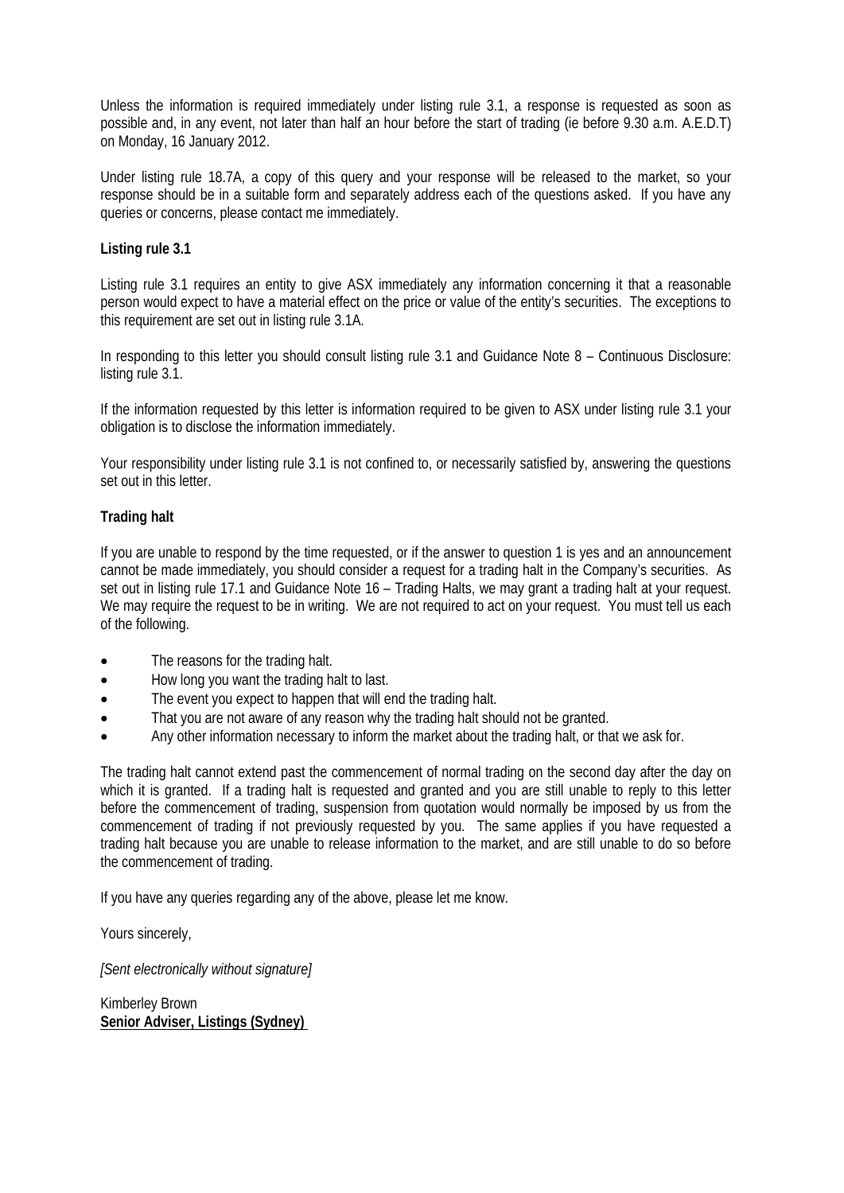Unless the information is required immediately under listing rule 3.1, a response is requested as soon as possible and, in any event, not later than half an hour before the start of trading (ie before 9.30 a.m. A.E.D.T) on Monday, 16 January 2012.

Under listing rule 18.7A, a copy of this query and your response will be released to the market, so your response should be in a suitable form and separately address each of the questions asked. If you have any queries or concerns, please contact me immediately.

**Listing rule 3.1**

Listing rule 3.1 requires an entity to give ASX immediately any information concerning it that a reasonable person would expect to have a material effect on the price or value of the entity's securities. The exceptions to this requirement are set out in listing rule 3.1A.

In responding to this letter you should consult listing rule 3.1 and Guidance Note 8 – Continuous Disclosure: listing rule 3.1.

If the information requested by this letter is information required to be given to ASX under listing rule 3.1 your obligation is to disclose the information immediately.

Your responsibility under listing rule 3.1 is not confined to, or necessarily satisfied by, answering the questions set out in this letter.

**Trading halt**

If you are unable to respond by the time requested, or if the answer to question 1 is yes and an announcement cannot be made immediately, you should consider a request for a trading halt in the Company's securities. As set out in listing rule 17.1 and Guidance Note 16 – Trading Halts, we may grant a trading halt at your request. We may require the request to be in writing. We are not required to act on your request. You must tell us each of the following.

- The reasons for the trading halt.
- How long you want the trading halt to last.
- The event you expect to happen that will end the trading halt.
- That you are not aware of any reason why the trading halt should not be granted.
- Any other information necessary to inform the market about the trading halt, or that we ask for.

The trading halt cannot extend past the commencement of normal trading on the second day after the day on which it is granted. If a trading halt is requested and granted and you are still unable to reply to this letter before the commencement of trading, suspension from quotation would normally be imposed by us from the commencement of trading if not previously requested by you. The same applies if you have requested a trading halt because you are unable to release information to the market, and are still unable to do so before the commencement of trading.

If you have any queries regarding any of the above, please let me know.

Yours sincerely,

*[Sent electronically without signature]*

Kimberley Brown
**Senior Adviser, Listings (Sydney)**